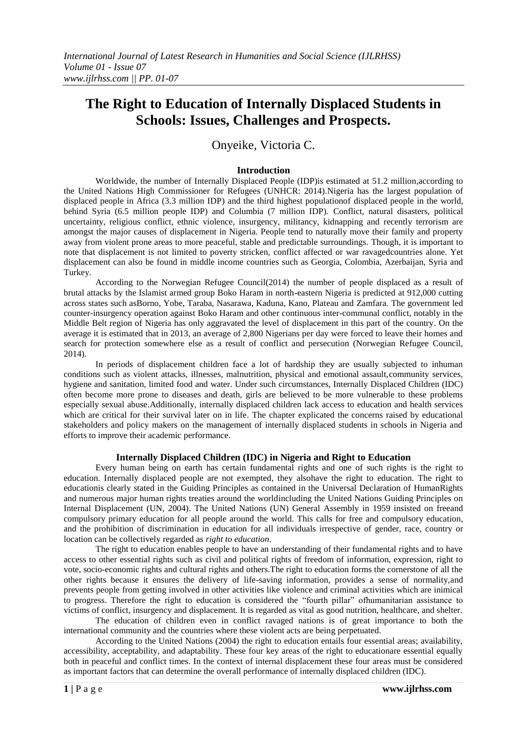# The Right to Education of Internally Displaced Students in Schools: Issues, Challenges and Prospects.

Onyeike, Victoria C.

## Introduction

Worldwide, the number of Internally Displaced People (IDP)is estimated at 51.2 million,according to the United Nations High Commissioner for Refugees (UNHCR: 2014).Nigeria has the largest population of displaced people in Africa (3.3 million IDP) and the third highest populationof displaced people in the world, behind Syria (6.5 million people IDP) and Columbia (7 million IDP). Conflict, natural disasters, political uncertainty, religious conflict, ethnic violence, insurgency, militancy, kidnapping and recently terrorism are amongst the major causes of displacement in Nigeria. People tend to naturally move their family and property away from violent prone areas to more peaceful, stable and predictable surroundings. Though, it is important to note that displacement is not limited to poverty stricken, conflict affected or war ravagedcountries alone. Yet displacement can also be found in middle income countries such as Georgia, Colombia, Azerbaijan, Syria and Turkey.

According to the Norwegian Refugee Council(2014) the number of people displaced as a result of brutal attacks by the Islamist armed group Boko Haram in north-eastern Nigeria is predicted at 912,000 cutting across states such asBorno, Yobe, Taraba, Nasarawa, Kaduna, Kano, Plateau and Zamfara. The government led counter-insurgency operation against Boko Haram and other continuous inter-communal conflict, notably in the Middle Belt region of Nigeria has only aggravated the level of displacement in this part of the country. On the average it is estimated that in 2013, an average of 2,800 Nigerians per day were forced to leave their homes and search for protection somewhere else as a result of conflict and persecution (Norwegian Refugee Council, 2014).

In periods of displacement children face a lot of hardship they are usually subjected to inhuman conditions such as violent attacks, illnesses, malnutrition, physical and emotional assault,community services, hygiene and sanitation, limited food and water. Under such circumstances, Internally Displaced Children (IDC) often become more prone to diseases and death, girls are believed to be more vulnerable to these problems especially sexual abuse.Additionally, internally displaced children lack access to education and health services which are critical for their survival later on in life. The chapter explicated the concerns raised by educational stakeholders and policy makers on the management of internally displaced students in schools in Nigeria and efforts to improve their academic performance.

## Internally Displaced Children (IDC) in Nigeria and Right to Education

Every human being on earth has certain fundamental rights and one of such rights is the right to education. Internally displaced people are not exempted, they alsohave the right to education. The right to educationis clearly stated in the Guiding Principles as contained in the Universal Declaration of HumanRights and numerous major human rights treaties around the worldincluding the United Nations Guiding Principles on Internal Displacement (UN, 2004). The United Nations (UN) General Assembly in 1959 insisted on freeand compulsory primary education for all people around the world. This calls for free and compulsory education, and the prohibition of discrimination in education for all individuals irrespective of gender, race, country or location can be collectively regarded as *right to education*.

The right to education enables people to have an understanding of their fundamental rights and to have access to other essential rights such as civil and political rights of freedom of information, expression, right to vote, socio-economic rights and cultural rights and others.The right to education forms the cornerstone of all the other rights because it ensures the delivery of life-saving information, provides a sense of normality,and prevents people from getting involved in other activities like violence and criminal activities which are inimical to progress. Therefore the right to education is considered the "fourth pillar" ofhumanitarian assistance to victims of conflict, insurgency and displacement. It is regarded as vital as good nutrition, healthcare, and shelter.

The education of children even in conflict ravaged nations is of great importance to both the international community and the countries where these violent acts are being perpetuated.

According to the United Nations (2004) the right to education entails four essential areas; availability, accessibility, acceptability, and adaptability. These four key areas of the right to educationare essential equally both in peaceful and conflict times. In the context of internal displacement these four areas must be considered as important factors that can determine the overall performance of internally displaced children (IDC).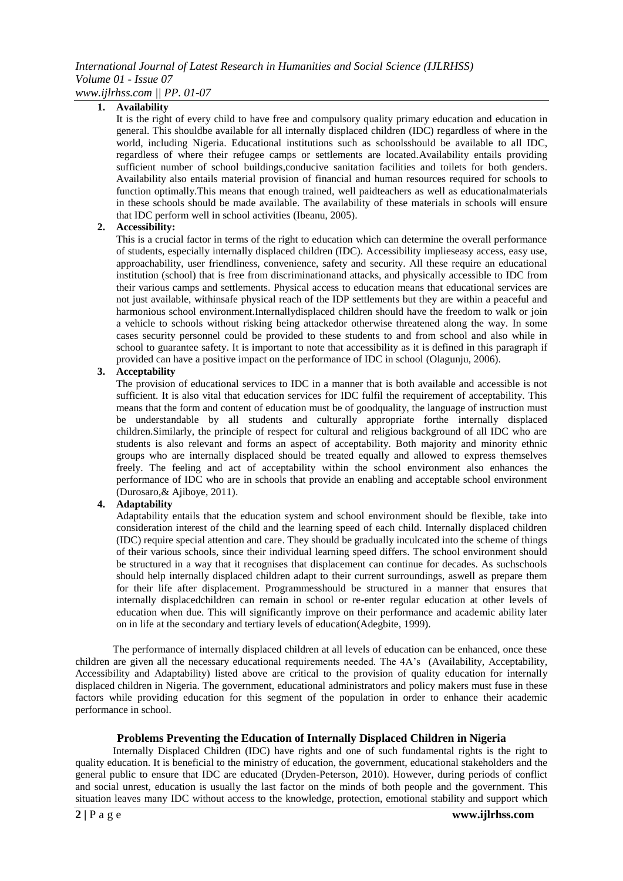1. **Availability**

   It is the right of every child to have free and compulsory quality primary education and education in general. This shouldbe available for all internally displaced children (IDC) regardless of where in the world, including Nigeria. Educational institutions such as schoolsshould be available to all IDC, regardless of where their refugee camps or settlements are located.Availability entails providing sufficient number of school buildings,conducive sanitation facilities and toilets for both genders. Availability also entails material provision of financial and human resources required for schools to function optimally.This means that enough trained, well paidteachers as well as educationalmaterials in these schools should be made available. The availability of these materials in schools will ensure that IDC perform well in school activities (Ibeanu, 2005).

2. **Accessibility:**

   This is a crucial factor in terms of the right to education which can determine the overall performance of students, especially internally displaced children (IDC). Accessibility implieseasy access, easy use, approachability, user friendliness, convenience, safety and security. All these require an educational institution (school) that is free from discriminationand attacks, and physically accessible to IDC from their various camps and settlements. Physical access to education means that educational services are not just available, withinsafe physical reach of the IDP settlements but they are within a peaceful and harmonious school environment.Internallydisplaced children should have the freedom to walk or join a vehicle to schools without risking being attackedor otherwise threatened along the way. In some cases security personnel could be provided to these students to and from school and also while in school to guarantee safety. It is important to note that accessibility as it is defined in this paragraph if provided can have a positive impact on the performance of IDC in school (Olagunju, 2006).

3. **Acceptability**

   The provision of educational services to IDC in a manner that is both available and accessible is not sufficient. It is also vital that education services for IDC fulfil the requirement of acceptability. This means that the form and content of education must be of goodquality, the language of instruction must be understandable by all students and culturally appropriate forthe internally displaced children.Similarly, the principle of respect for cultural and religious background of all IDC who are students is also relevant and forms an aspect of acceptability. Both majority and minority ethnic groups who are internally displaced should be treated equally and allowed to express themselves freely. The feeling and act of acceptability within the school environment also enhances the performance of IDC who are in schools that provide an enabling and acceptable school environment (Durosaro,& Ajiboye, 2011).

4. **Adaptability**

   Adaptability entails that the education system and school environment should be flexible, take into consideration interest of the child and the learning speed of each child. Internally displaced children (IDC) require special attention and care. They should be gradually inculcated into the scheme of things of their various schools, since their individual learning speed differs. The school environment should be structured in a way that it recognises that displacement can continue for decades. As suchschools should help internally displaced children adapt to their current surroundings, aswell as prepare them for their life after displacement. Programmesshould be structured in a manner that ensures that internally displacedchildren can remain in school or re-enter regular education at other levels of education when due. This will significantly improve on their performance and academic ability later on in life at the secondary and tertiary levels of education(Adegbite, 1999).

The performance of internally displaced children at all levels of education can be enhanced, once these children are given all the necessary educational requirements needed. The 4A's (Availability, Acceptability, Accessibility and Adaptability) listed above are critical to the provision of quality education for internally displaced children in Nigeria. The government, educational administrators and policy makers must fuse in these factors while providing education for this segment of the population in order to enhance their academic performance in school.

## Problems Preventing the Education of Internally Displaced Children in Nigeria

Internally Displaced Children (IDC) have rights and one of such fundamental rights is the right to quality education. It is beneficial to the ministry of education, the government, educational stakeholders and the general public to ensure that IDC are educated (Dryden-Peterson, 2010). However, during periods of conflict and social unrest, education is usually the last factor on the minds of both people and the government. This situation leaves many IDC without access to the knowledge, protection, emotional stability and support which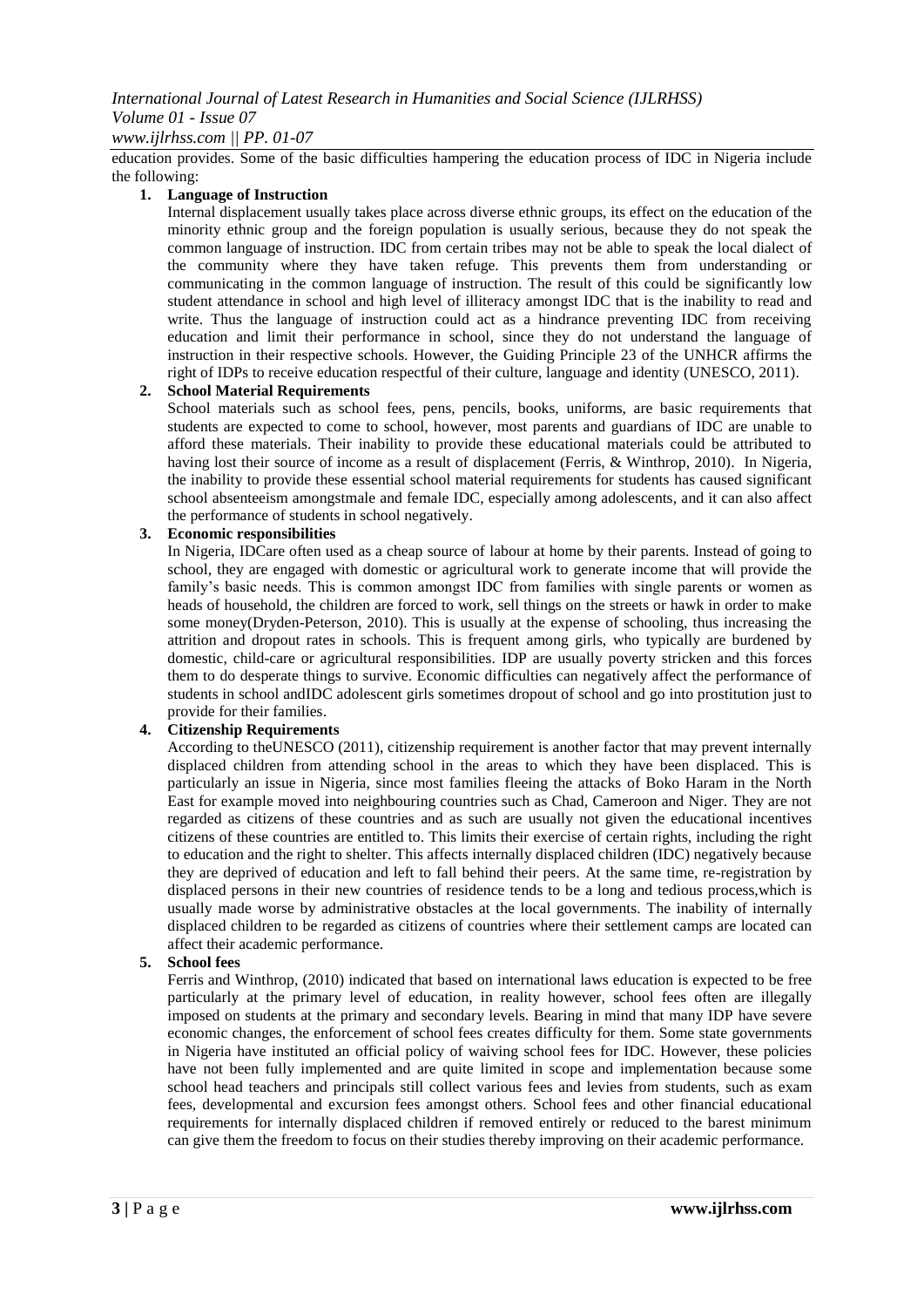education provides. Some of the basic difficulties hampering the education process of IDC in Nigeria include the following:

1. **Language of Instruction**

   Internal displacement usually takes place across diverse ethnic groups, its effect on the education of the minority ethnic group and the foreign population is usually serious, because they do not speak the common language of instruction. IDC from certain tribes may not be able to speak the local dialect of the community where they have taken refuge. This prevents them from understanding or communicating in the common language of instruction. The result of this could be significantly low student attendance in school and high level of illiteracy amongst IDC that is the inability to read and write. Thus the language of instruction could act as a hindrance preventing IDC from receiving education and limit their performance in school, since they do not understand the language of instruction in their respective schools. However, the Guiding Principle 23 of the UNHCR affirms the right of IDPs to receive education respectful of their culture, language and identity (UNESCO, 2011).

2. **School Material Requirements**

   School materials such as school fees, pens, pencils, books, uniforms, are basic requirements that students are expected to come to school, however, most parents and guardians of IDC are unable to afford these materials. Their inability to provide these educational materials could be attributed to having lost their source of income as a result of displacement (Ferris, & Winthrop, 2010). In Nigeria, the inability to provide these essential school material requirements for students has caused significant school absenteeism amongstmale and female IDC, especially among adolescents, and it can also affect the performance of students in school negatively.

3. **Economic responsibilities**

   In Nigeria, IDCare often used as a cheap source of labour at home by their parents. Instead of going to school, they are engaged with domestic or agricultural work to generate income that will provide the family's basic needs. This is common amongst IDC from families with single parents or women as heads of household, the children are forced to work, sell things on the streets or hawk in order to make some money(Dryden-Peterson, 2010). This is usually at the expense of schooling, thus increasing the attrition and dropout rates in schools. This is frequent among girls, who typically are burdened by domestic, child-care or agricultural responsibilities. IDP are usually poverty stricken and this forces them to do desperate things to survive. Economic difficulties can negatively affect the performance of students in school andIDC adolescent girls sometimes dropout of school and go into prostitution just to provide for their families.

4. **Citizenship Requirements**

   According to theUNESCO (2011), citizenship requirement is another factor that may prevent internally displaced children from attending school in the areas to which they have been displaced. This is particularly an issue in Nigeria, since most families fleeing the attacks of Boko Haram in the North East for example moved into neighbouring countries such as Chad, Cameroon and Niger. They are not regarded as citizens of these countries and as such are usually not given the educational incentives citizens of these countries are entitled to. This limits their exercise of certain rights, including the right to education and the right to shelter. This affects internally displaced children (IDC) negatively because they are deprived of education and left to fall behind their peers. At the same time, re-registration by displaced persons in their new countries of residence tends to be a long and tedious process,which is usually made worse by administrative obstacles at the local governments. The inability of internally displaced children to be regarded as citizens of countries where their settlement camps are located can affect their academic performance.

5. **School fees**

   Ferris and Winthrop, (2010) indicated that based on international laws education is expected to be free particularly at the primary level of education, in reality however, school fees often are illegally imposed on students at the primary and secondary levels. Bearing in mind that many IDP have severe economic changes, the enforcement of school fees creates difficulty for them. Some state governments in Nigeria have instituted an official policy of waiving school fees for IDC. However, these policies have not been fully implemented and are quite limited in scope and implementation because some school head teachers and principals still collect various fees and levies from students, such as exam fees, developmental and excursion fees amongst others. School fees and other financial educational requirements for internally displaced children if removed entirely or reduced to the barest minimum can give them the freedom to focus on their studies thereby improving on their academic performance.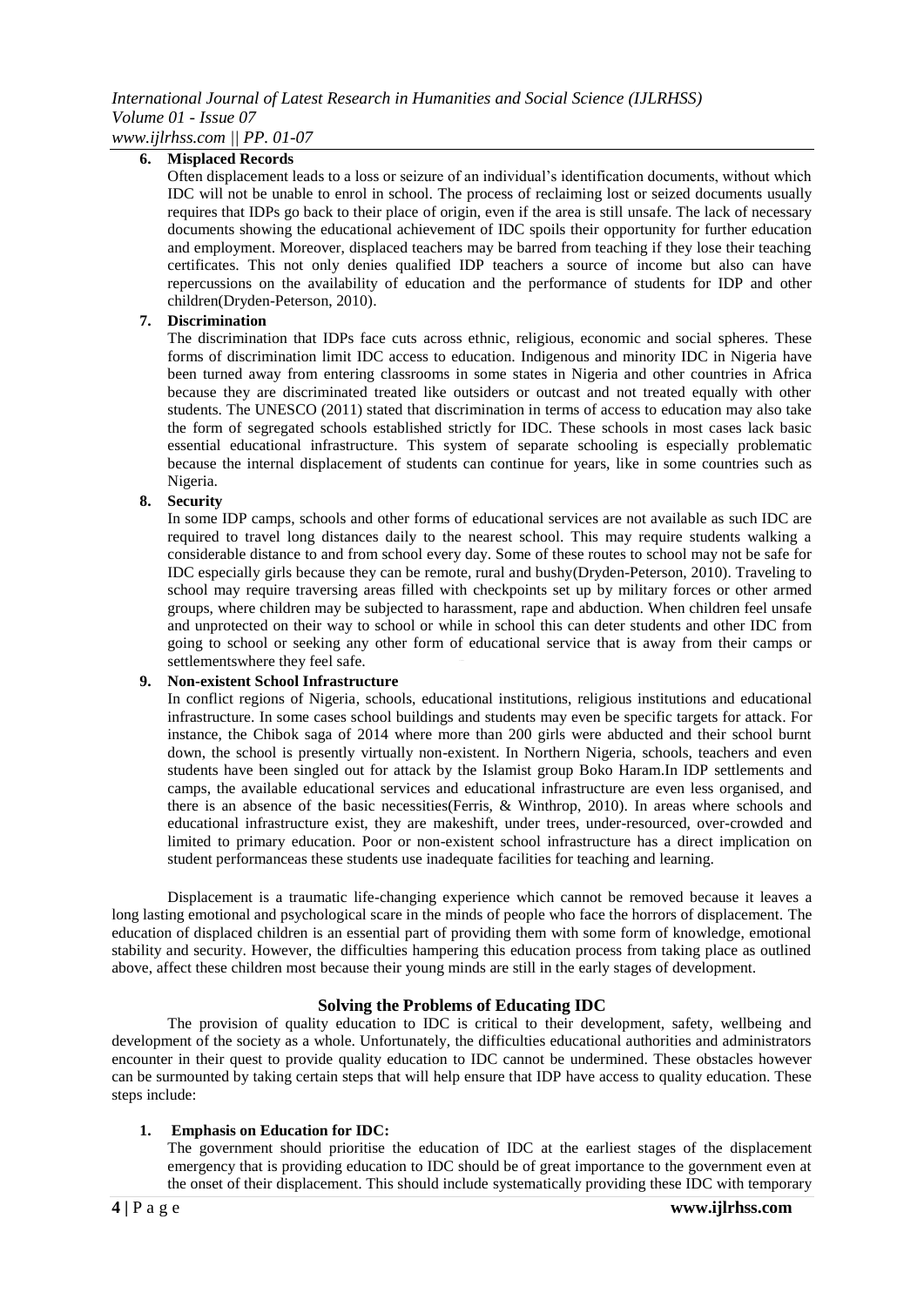6. **Misplaced Records**

   Often displacement leads to a loss or seizure of an individual's identification documents, without which IDC will not be unable to enrol in school. The process of reclaiming lost or seized documents usually requires that IDPs go back to their place of origin, even if the area is still unsafe. The lack of necessary documents showing the educational achievement of IDC spoils their opportunity for further education and employment. Moreover, displaced teachers may be barred from teaching if they lose their teaching certificates. This not only denies qualified IDP teachers a source of income but also can have repercussions on the availability of education and the performance of students for IDP and other children(Dryden-Peterson, 2010).

7. **Discrimination**

   The discrimination that IDPs face cuts across ethnic, religious, economic and social spheres. These forms of discrimination limit IDC access to education. Indigenous and minority IDC in Nigeria have been turned away from entering classrooms in some states in Nigeria and other countries in Africa because they are discriminated treated like outsiders or outcast and not treated equally with other students. The UNESCO (2011) stated that discrimination in terms of access to education may also take the form of segregated schools established strictly for IDC. These schools in most cases lack basic essential educational infrastructure. This system of separate schooling is especially problematic because the internal displacement of students can continue for years, like in some countries such as Nigeria.

8. **Security**

   In some IDP camps, schools and other forms of educational services are not available as such IDC are required to travel long distances daily to the nearest school. This may require students walking a considerable distance to and from school every day. Some of these routes to school may not be safe for IDC especially girls because they can be remote, rural and bushy(Dryden-Peterson, 2010). Traveling to school may require traversing areas filled with checkpoints set up by military forces or other armed groups, where children may be subjected to harassment, rape and abduction. When children feel unsafe and unprotected on their way to school or while in school this can deter students and other IDC from going to school or seeking any other form of educational service that is away from their camps or settlementswhere they feel safe.

9. **Non-existent School Infrastructure**

   In conflict regions of Nigeria, schools, educational institutions, religious institutions and educational infrastructure. In some cases school buildings and students may even be specific targets for attack. For instance, the Chibok saga of 2014 where more than 200 girls were abducted and their school burnt down, the school is presently virtually non-existent. In Northern Nigeria, schools, teachers and even students have been singled out for attack by the Islamist group Boko Haram.In IDP settlements and camps, the available educational services and educational infrastructure are even less organised, and there is an absence of the basic necessities(Ferris, & Winthrop, 2010). In areas where schools and educational infrastructure exist, they are makeshift, under trees, under-resourced, over-crowded and limited to primary education. Poor or non-existent school infrastructure has a direct implication on student performanceas these students use inadequate facilities for teaching and learning.

Displacement is a traumatic life-changing experience which cannot be removed because it leaves a long lasting emotional and psychological scare in the minds of people who face the horrors of displacement. The education of displaced children is an essential part of providing them with some form of knowledge, emotional stability and security. However, the difficulties hampering this education process from taking place as outlined above, affect these children most because their young minds are still in the early stages of development.

## Solving the Problems of Educating IDC

The provision of quality education to IDC is critical to their development, safety, wellbeing and development of the society as a whole. Unfortunately, the difficulties educational authorities and administrators encounter in their quest to provide quality education to IDC cannot be undermined. These obstacles however can be surmounted by taking certain steps that will help ensure that IDP have access to quality education. These steps include:

1. **Emphasis on Education for IDC:**

   The government should prioritise the education of IDC at the earliest stages of the displacement emergency that is providing education to IDC should be of great importance to the government even at the onset of their displacement. This should include systematically providing these IDC with temporary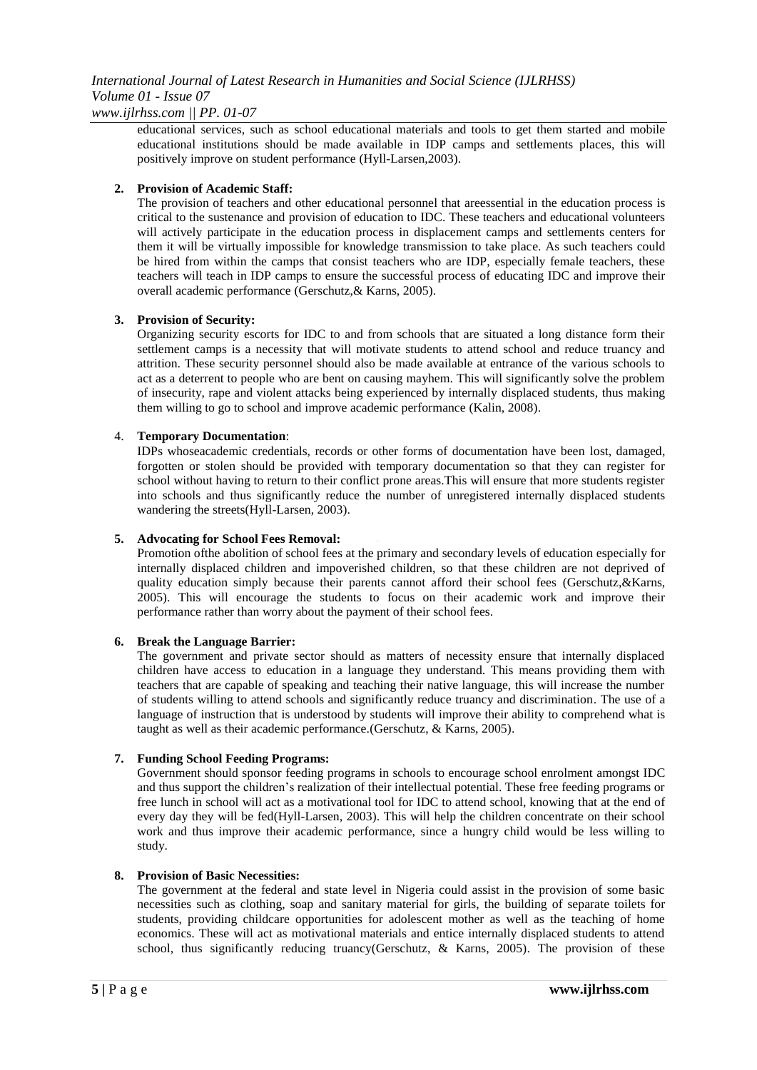educational services, such as school educational materials and tools to get them started and mobile educational institutions should be made available in IDP camps and settlements places, this will positively improve on student performance (Hyll-Larsen,2003).

2. **Provision of Academic Staff:**

   The provision of teachers and other educational personnel that areessential in the education process is critical to the sustenance and provision of education to IDC. These teachers and educational volunteers will actively participate in the education process in displacement camps and settlements centers for them it will be virtually impossible for knowledge transmission to take place. As such teachers could be hired from within the camps that consist teachers who are IDP, especially female teachers, these teachers will teach in IDP camps to ensure the successful process of educating IDC and improve their overall academic performance (Gerschutz,& Karns, 2005).

3. **Provision of Security:**

   Organizing security escorts for IDC to and from schools that are situated a long distance form their settlement camps is a necessity that will motivate students to attend school and reduce truancy and attrition. These security personnel should also be made available at entrance of the various schools to act as a deterrent to people who are bent on causing mayhem. This will significantly solve the problem of insecurity, rape and violent attacks being experienced by internally displaced students, thus making them willing to go to school and improve academic performance (Kalin, 2008).

4. **Temporary Documentation**:

   IDPs whoseacademic credentials, records or other forms of documentation have been lost, damaged, forgotten or stolen should be provided with temporary documentation so that they can register for school without having to return to their conflict prone areas.This will ensure that more students register into schools and thus significantly reduce the number of unregistered internally displaced students wandering the streets(Hyll-Larsen, 2003).

5. **Advocating for School Fees Removal:**

   Promotion ofthe abolition of school fees at the primary and secondary levels of education especially for internally displaced children and impoverished children, so that these children are not deprived of quality education simply because their parents cannot afford their school fees (Gerschutz,&Karns, 2005). This will encourage the students to focus on their academic work and improve their performance rather than worry about the payment of their school fees.

6. **Break the Language Barrier:**

   The government and private sector should as matters of necessity ensure that internally displaced children have access to education in a language they understand. This means providing them with teachers that are capable of speaking and teaching their native language, this will increase the number of students willing to attend schools and significantly reduce truancy and discrimination. The use of a language of instruction that is understood by students will improve their ability to comprehend what is taught as well as their academic performance.(Gerschutz, & Karns, 2005).

7. **Funding School Feeding Programs:**

   Government should sponsor feeding programs in schools to encourage school enrolment amongst IDC and thus support the children's realization of their intellectual potential. These free feeding programs or free lunch in school will act as a motivational tool for IDC to attend school, knowing that at the end of every day they will be fed(Hyll-Larsen, 2003). This will help the children concentrate on their school work and thus improve their academic performance, since a hungry child would be less willing to study.

8. **Provision of Basic Necessities:**

   The government at the federal and state level in Nigeria could assist in the provision of some basic necessities such as clothing, soap and sanitary material for girls, the building of separate toilets for students, providing childcare opportunities for adolescent mother as well as the teaching of home economics. These will act as motivational materials and entice internally displaced students to attend school, thus significantly reducing truancy(Gerschutz, & Karns, 2005). The provision of these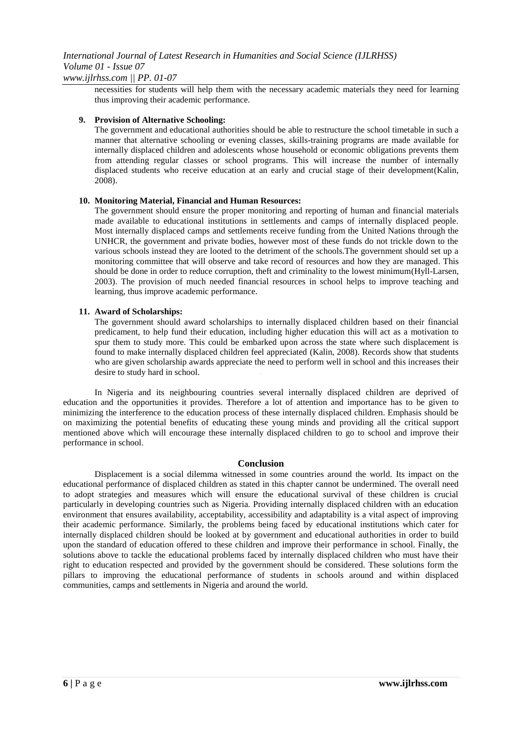necessities for students will help them with the necessary academic materials they need for learning thus improving their academic performance.

9. **Provision of Alternative Schooling:**
   The government and educational authorities should be able to restructure the school timetable in such a manner that alternative schooling or evening classes, skills-training programs are made available for internally displaced children and adolescents whose household or economic obligations prevents them from attending regular classes or school programs. This will increase the number of internally displaced students who receive education at an early and crucial stage of their development(Kalin, 2008).

10. **Monitoring Material, Financial and Human Resources:**
    The government should ensure the proper monitoring and reporting of human and financial materials made available to educational institutions in settlements and camps of internally displaced people. Most internally displaced camps and settlements receive funding from the United Nations through the UNHCR, the government and private bodies, however most of these funds do not trickle down to the various schools instead they are looted to the detriment of the schools.The government should set up a monitoring committee that will observe and take record of resources and how they are managed. This should be done in order to reduce corruption, theft and criminality to the lowest minimum(Hyll-Larsen, 2003). The provision of much needed financial resources in school helps to improve teaching and learning, thus improve academic performance.

11. **Award of Scholarships:**
    The government should award scholarships to internally displaced children based on their financial predicament, to help fund their education, including higher education this will act as a motivation to spur them to study more. This could be embarked upon across the state where such displacement is found to make internally displaced children feel appreciated (Kalin, 2008). Records show that students who are given scholarship awards appreciate the need to perform well in school and this increases their desire to study hard in school.

In Nigeria and its neighbouring countries several internally displaced children are deprived of education and the opportunities it provides. Therefore a lot of attention and importance has to be given to minimizing the interference to the education process of these internally displaced children. Emphasis should be on maximizing the potential benefits of educating these young minds and providing all the critical support mentioned above which will encourage these internally displaced children to go to school and improve their performance in school.

## Conclusion

Displacement is a social dilemma witnessed in some countries around the world. Its impact on the educational performance of displaced children as stated in this chapter cannot be undermined. The overall need to adopt strategies and measures which will ensure the educational survival of these children is crucial particularly in developing countries such as Nigeria. Providing internally displaced children with an education environment that ensures availability, acceptability, accessibility and adaptability is a vital aspect of improving their academic performance. Similarly, the problems being faced by educational institutions which cater for internally displaced children should be looked at by government and educational authorities in order to build upon the standard of education offered to these children and improve their performance in school. Finally, the solutions above to tackle the educational problems faced by internally displaced children who must have their right to education respected and provided by the government should be considered. These solutions form the pillars to improving the educational performance of students in schools around and within displaced communities, camps and settlements in Nigeria and around the world.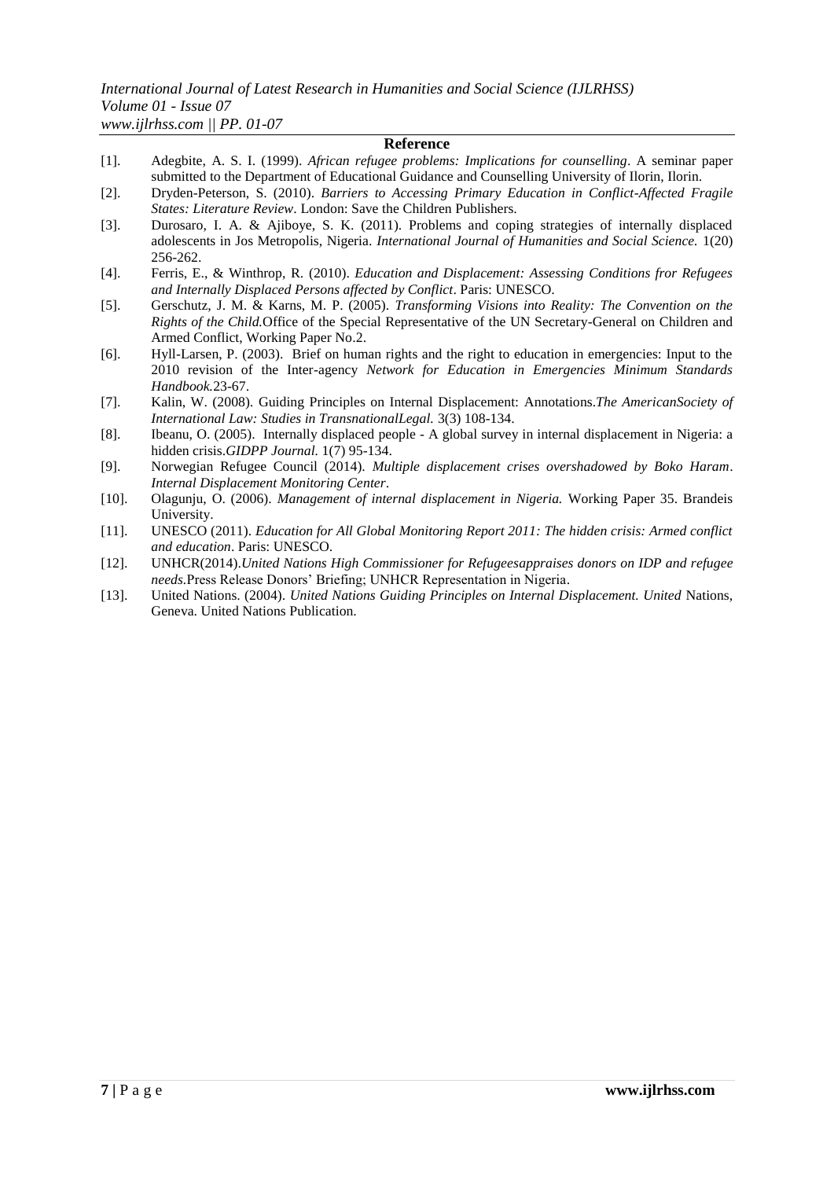## Reference

[1]. Adegbite, A. S. I. (1999). *African refugee problems: Implications for counselling*. A seminar paper submitted to the Department of Educational Guidance and Counselling University of Ilorin, Ilorin.

[2]. Dryden-Peterson, S. (2010). *Barriers to Accessing Primary Education in Conflict-Affected Fragile States: Literature Review*. London: Save the Children Publishers.

[3]. Durosaro, I. A. & Ajiboye, S. K. (2011). Problems and coping strategies of internally displaced adolescents in Jos Metropolis, Nigeria. *International Journal of Humanities and Social Science.* 1(20) 256-262.

[4]. Ferris, E., & Winthrop, R. (2010). *Education and Displacement: Assessing Conditions fror Refugees and Internally Displaced Persons affected by Conflict*. Paris: UNESCO.

[5]. Gerschutz, J. M. & Karns, M. P. (2005). *Transforming Visions into Reality: The Convention on the Rights of the Child.*Office of the Special Representative of the UN Secretary-General on Children and Armed Conflict, Working Paper No.2.

[6]. Hyll-Larsen, P. (2003). Brief on human rights and the right to education in emergencies: Input to the 2010 revision of the Inter-agency *Network for Education in Emergencies Minimum Standards Handbook.*23-67.

[7]. Kalin, W. (2008). Guiding Principles on Internal Displacement: Annotations.*The AmericanSociety of International Law: Studies in TransnationalLegal.* 3(3) 108-134.

[8]. Ibeanu, O. (2005). Internally displaced people - A global survey in internal displacement in Nigeria: a hidden crisis.*GIDPP Journal.* 1(7) 95-134.

[9]. Norwegian Refugee Council (2014). *Multiple displacement crises overshadowed by Boko Haram*. *Internal Displacement Monitoring Center*.

[10]. Olagunju, O. (2006). *Management of internal displacement in Nigeria.* Working Paper 35. Brandeis University.

[11]. UNESCO (2011). *Education for All Global Monitoring Report 2011: The hidden crisis: Armed conflict and education*. Paris: UNESCO.

[12]. UNHCR(2014).*United Nations High Commissioner for Refugeesappraises donors on IDP and refugee needs.*Press Release Donors' Briefing; UNHCR Representation in Nigeria.

[13]. United Nations. (2004). *United Nations Guiding Principles on Internal Displacement. United* Nations, Geneva. United Nations Publication.